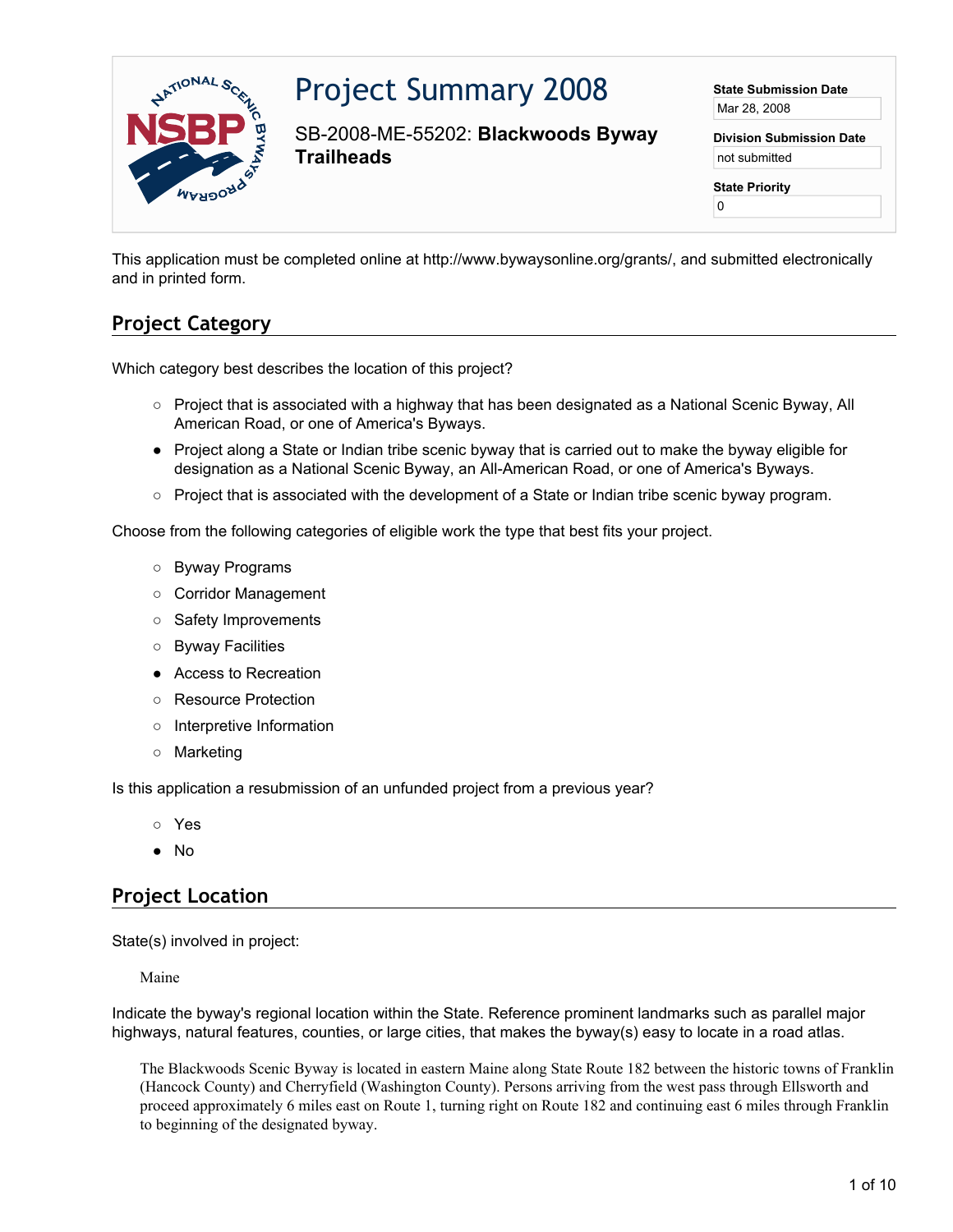# Project Summary 2008

SB-2008-ME-55202: **Blackwoods Byway Trailheads**

**State Submission Date**

Mar 28, 2008

**Division Submission Date**

not submitted

**State Priority**

0

This application must be completed online at http://www.bywaysonline.org/grants/, and submitted electronically and in printed form.

## Project Category

Which category best describes the location of this project?

- ○ Project that is associated with a highway that has been designated as a National Scenic Byway, All American Road, or one of America's Byways.
- ● Project along a State or Indian tribe scenic byway that is carried out to make the byway eligible for designation as a National Scenic Byway, an All-American Road, or one of America's Byways.
- ○ Project that is associated with the development of a State or Indian tribe scenic byway program.

Choose from the following categories of eligible work the type that best fits your project.

- ○ Byway Programs
- ○ Corridor Management
- ○ Safety Improvements
- ○ Byway Facilities
- ● Access to Recreation
- ○ Resource Protection
- ○ Interpretive Information
- ○ Marketing

Is this application a resubmission of an unfunded project from a previous year?

- ○ Yes
- ● No

## Project Location

State(s) involved in project:

Maine

Indicate the byway's regional location within the State. Reference prominent landmarks such as parallel major highways, natural features, counties, or large cities, that makes the byway(s) easy to locate in a road atlas.

The Blackwoods Scenic Byway is located in eastern Maine along State Route 182 between the historic towns of Franklin (Hancock County) and Cherryfield (Washington County). Persons arriving from the west pass through Ellsworth and proceed approximately 6 miles east on Route 1, turning right on Route 182 and continuing east 6 miles through Franklin to beginning of the designated byway.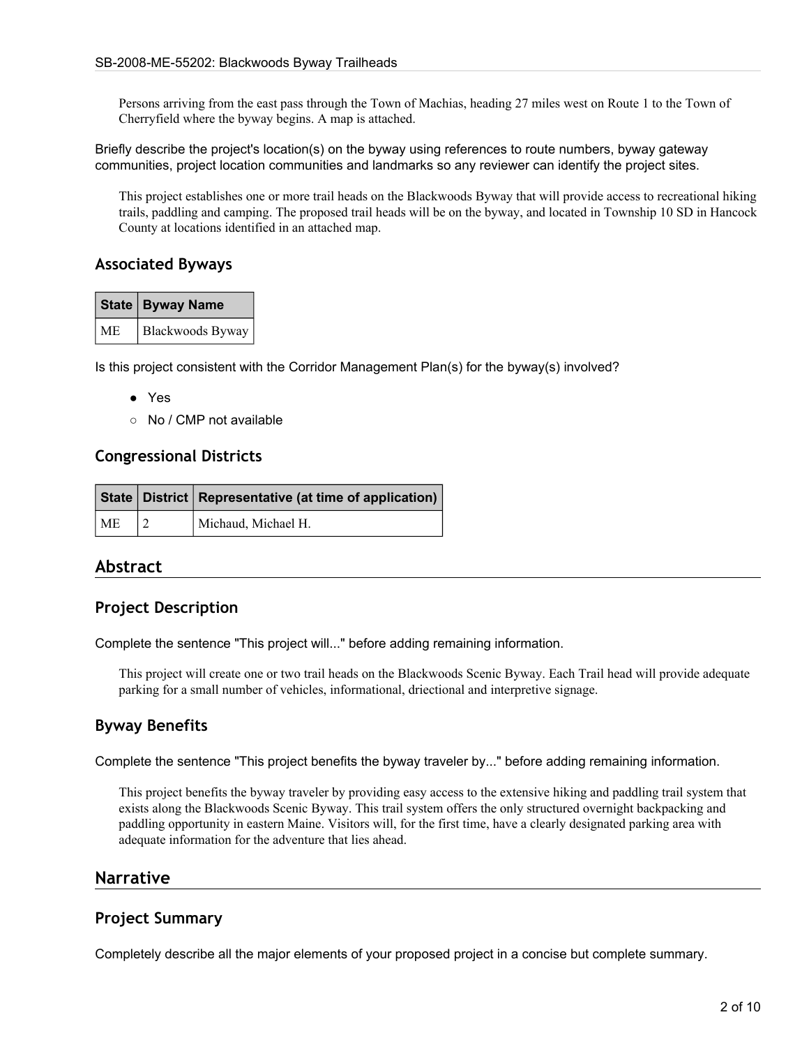Persons arriving from the east pass through the Town of Machias, heading 27 miles west on Route 1 to the Town of Cherryfield where the byway begins. A map is attached.

Briefly describe the project's location(s) on the byway using references to route numbers, byway gateway communities, project location communities and landmarks so any reviewer can identify the project sites.

This project establishes one or more trail heads on the Blackwoods Byway that will provide access to recreational hiking trails, paddling and camping. The proposed trail heads will be on the byway, and located in Township 10 SD in Hancock County at locations identified in an attached map.

### Associated Byways

| State | Byway Name |
|---|---|
| ME | Blackwoods Byway |

Is this project consistent with the Corridor Management Plan(s) for the byway(s) involved?

- ● Yes
- ○ No / CMP not available

### Congressional Districts

| State | District | Representative (at time of application) |
|---|---|---|
| ME | 2 | Michaud, Michael H. |

## Abstract

### Project Description

Complete the sentence "This project will..." before adding remaining information.

This project will create one or two trail heads on the Blackwoods Scenic Byway. Each Trail head will provide adequate parking for a small number of vehicles, informational, driectional and interpretive signage.

### Byway Benefits

Complete the sentence "This project benefits the byway traveler by..." before adding remaining information.

This project benefits the byway traveler by providing easy access to the extensive hiking and paddling trail system that exists along the Blackwoods Scenic Byway. This trail system offers the only structured overnight backpacking and paddling opportunity in eastern Maine. Visitors will, for the first time, have a clearly designated parking area with adequate information for the adventure that lies ahead.

## Narrative

### Project Summary

Completely describe all the major elements of your proposed project in a concise but complete summary.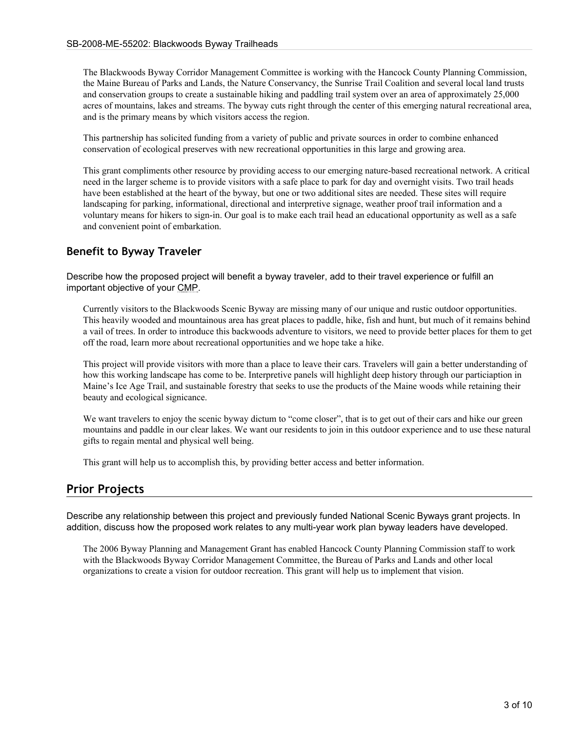The Blackwoods Byway Corridor Management Committee is working with the Hancock County Planning Commission, the Maine Bureau of Parks and Lands, the Nature Conservancy, the Sunrise Trail Coalition and several local land trusts and conservation groups to create a sustainable hiking and paddling trail system over an area of approximately 25,000 acres of mountains, lakes and streams. The byway cuts right through the center of this emerging natural recreational area, and is the primary means by which visitors access the region.

This partnership has solicited funding from a variety of public and private sources in order to combine enhanced conservation of ecological preserves with new recreational opportunities in this large and growing area.

This grant compliments other resource by providing access to our emerging nature-based recreational network. A critical need in the larger scheme is to provide visitors with a safe place to park for day and overnight visits. Two trail heads have been established at the heart of the byway, but one or two additional sites are needed. These sites will require landscaping for parking, informational, directional and interpretive signage, weather proof trail information and a voluntary means for hikers to sign-in. Our goal is to make each trail head an educational opportunity as well as a safe and convenient point of embarkation.

### Benefit to Byway Traveler

Describe how the proposed project will benefit a byway traveler, add to their travel experience or fulfill an important objective of your CMP.

Currently visitors to the Blackwoods Scenic Byway are missing many of our unique and rustic outdoor opportunities. This heavily wooded and mountainous area has great places to paddle, hike, fish and hunt, but much of it remains behind a vail of trees. In order to introduce this backwoods adventure to visitors, we need to provide better places for them to get off the road, learn more about recreational opportunities and we hope take a hike.

This project will provide visitors with more than a place to leave their cars. Travelers will gain a better understanding of how this working landscape has come to be. Interpretive panels will highlight deep history through our particiaption in Maine's Ice Age Trail, and sustainable forestry that seeks to use the products of the Maine woods while retaining their beauty and ecological signicance.

We want travelers to enjoy the scenic byway dictum to "come closer", that is to get out of their cars and hike our green mountains and paddle in our clear lakes. We want our residents to join in this outdoor experience and to use these natural gifts to regain mental and physical well being.

This grant will help us to accomplish this, by providing better access and better information.

## Prior Projects

Describe any relationship between this project and previously funded National Scenic Byways grant projects. In addition, discuss how the proposed work relates to any multi-year work plan byway leaders have developed.

The 2006 Byway Planning and Management Grant has enabled Hancock County Planning Commission staff to work with the Blackwoods Byway Corridor Management Committee, the Bureau of Parks and Lands and other local organizations to create a vision for outdoor recreation. This grant will help us to implement that vision.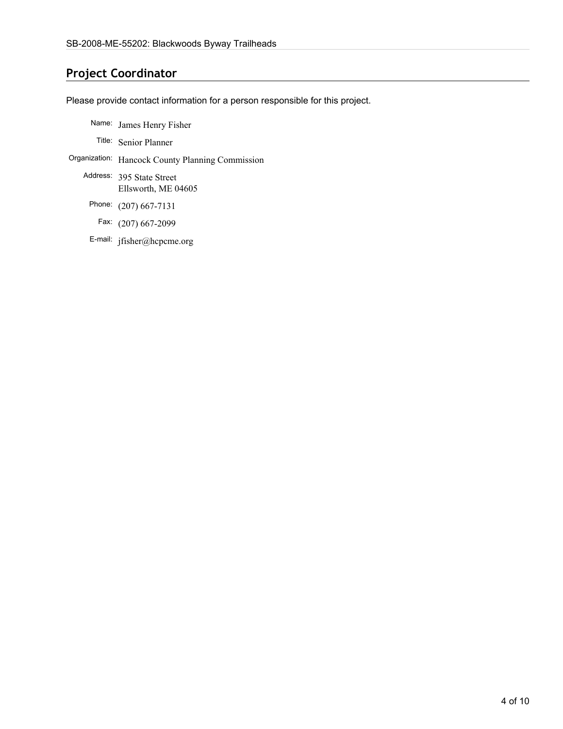## Project Coordinator

Please provide contact information for a person responsible for this project.

Name: James Henry Fisher

Title: Senior Planner

Organization: Hancock County Planning Commission

Address: 395 State Street
Ellsworth, ME 04605

Phone: (207) 667-7131

Fax: (207) 667-2099

E-mail: jfisher@hcpcme.org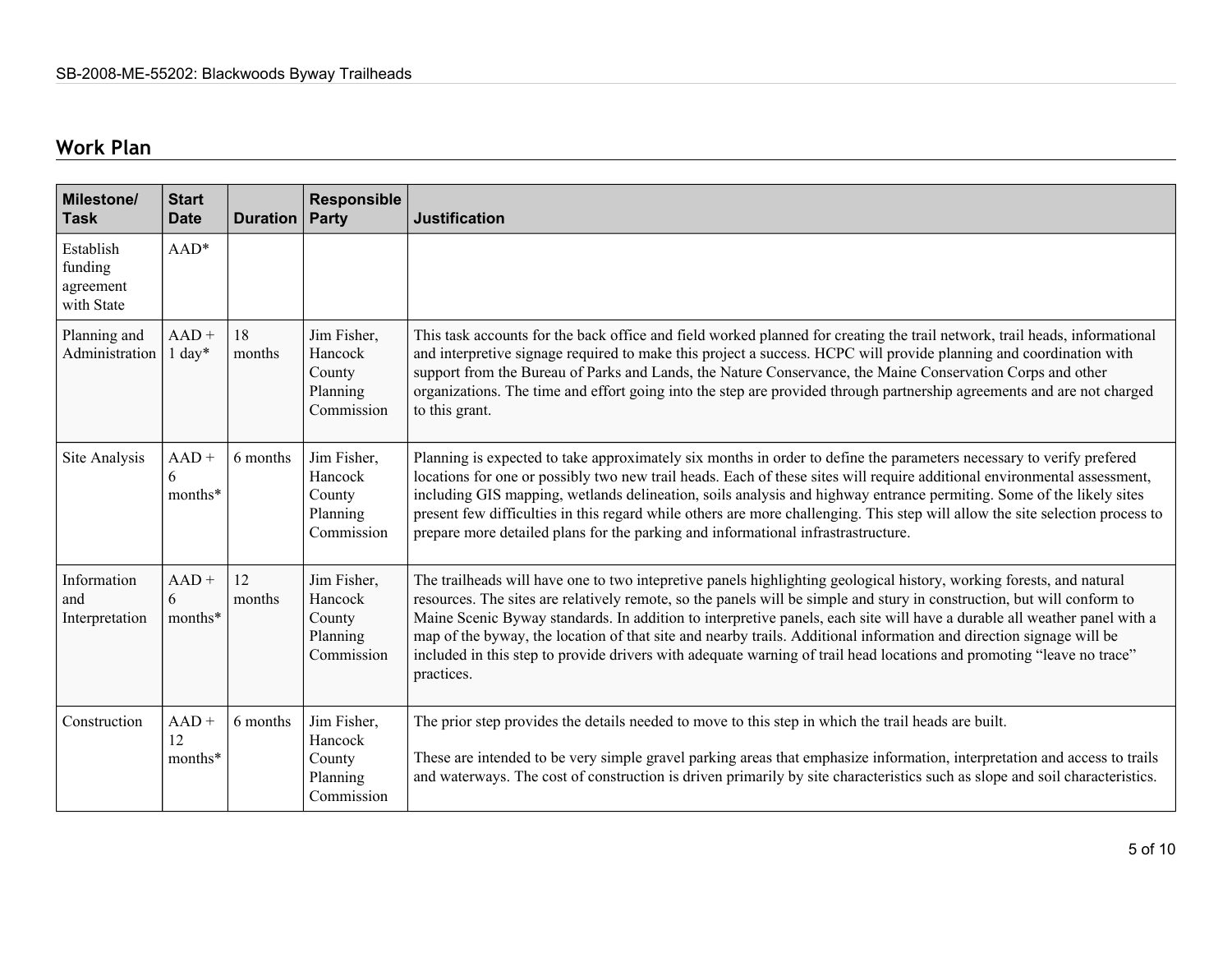## Work Plan

| Milestone/ Task | Start Date | Duration | Responsible Party | Justification |
|---|---|---|---|---|
| Establish funding agreement with State | AAD* | | | |
| Planning and Administration | AAD + 1 day* | 18 months | Jim Fisher, Hancock County Planning Commission | This task accounts for the back office and field worked planned for creating the trail network, trail heads, informational and interpretive signage required to make this project a success. HCPC will provide planning and coordination with support from the Bureau of Parks and Lands, the Nature Conservance, the Maine Conservation Corps and other organizations. The time and effort going into the step are provided through partnership agreements and are not charged to this grant. |
| Site Analysis | AAD + 6 months* | 6 months | Jim Fisher, Hancock County Planning Commission | Planning is expected to take approximately six months in order to define the parameters necessary to verify prefered locations for one or possibly two new trail heads. Each of these sites will require additional environmental assessment, including GIS mapping, wetlands delineation, soils analysis and highway entrance permiting. Some of the likely sites present few difficulties in this regard while others are more challenging. This step will allow the site selection process to prepare more detailed plans for the parking and informational infrastrastructure. |
| Information and Interpretation | AAD + 6 months* | 12 months | Jim Fisher, Hancock County Planning Commission | The trailheads will have one to two intepretive panels highlighting geological history, working forests, and natural resources. The sites are relatively remote, so the panels will be simple and stury in construction, but will conform to Maine Scenic Byway standards. In addition to interpretive panels, each site will have a durable all weather panel with a map of the byway, the location of that site and nearby trails. Additional information and direction signage will be included in this step to provide drivers with adequate warning of trail head locations and promoting "leave no trace" practices. |
| Construction | AAD + 12 months* | 6 months | Jim Fisher, Hancock County Planning Commission | The prior step provides the details needed to move to this step in which the trail heads are built.<br><br>These are intended to be very simple gravel parking areas that emphasize information, interpretation and access to trails and waterways. The cost of construction is driven primarily by site characteristics such as slope and soil characteristics. |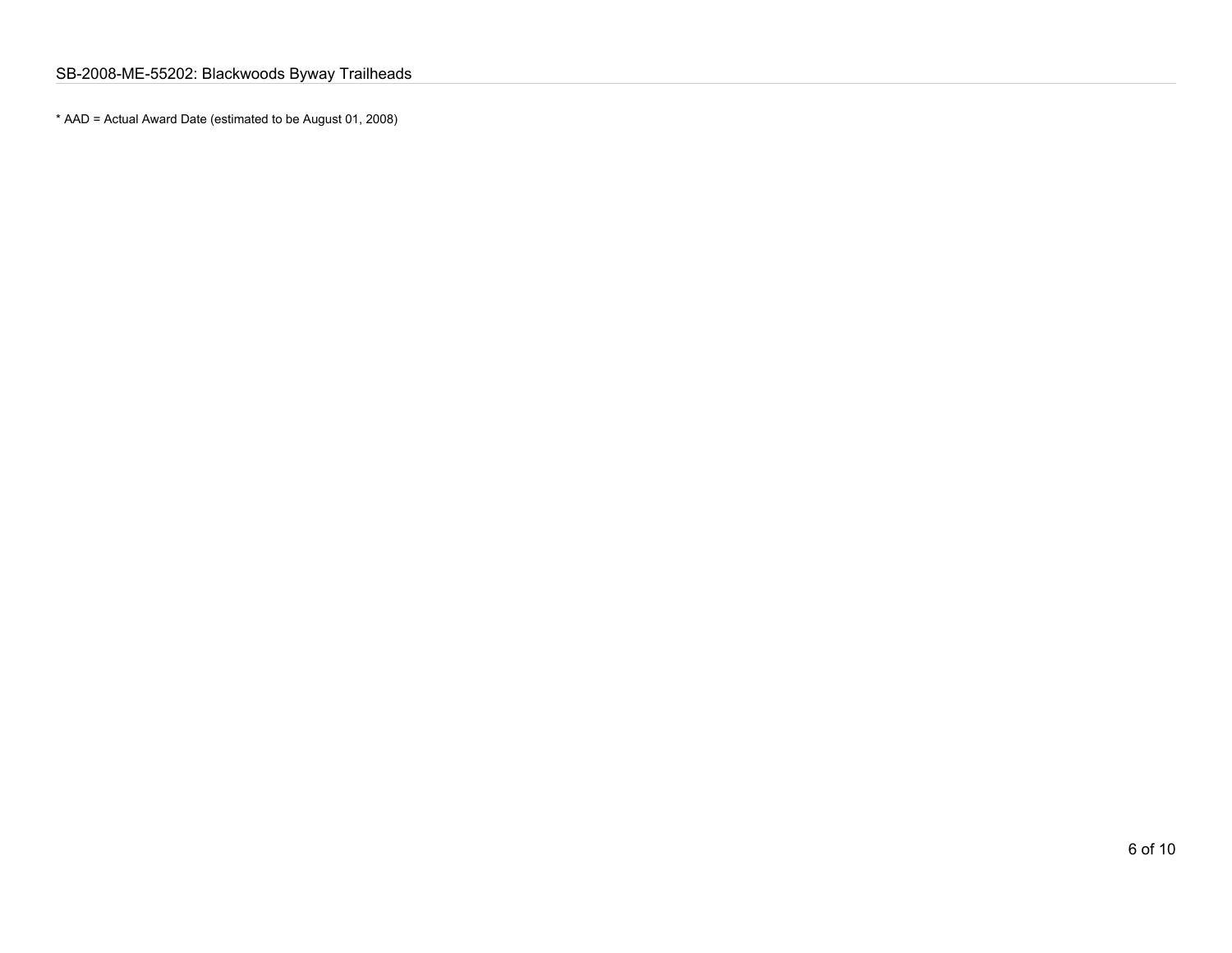* AAD = Actual Award Date (estimated to be August 01, 2008)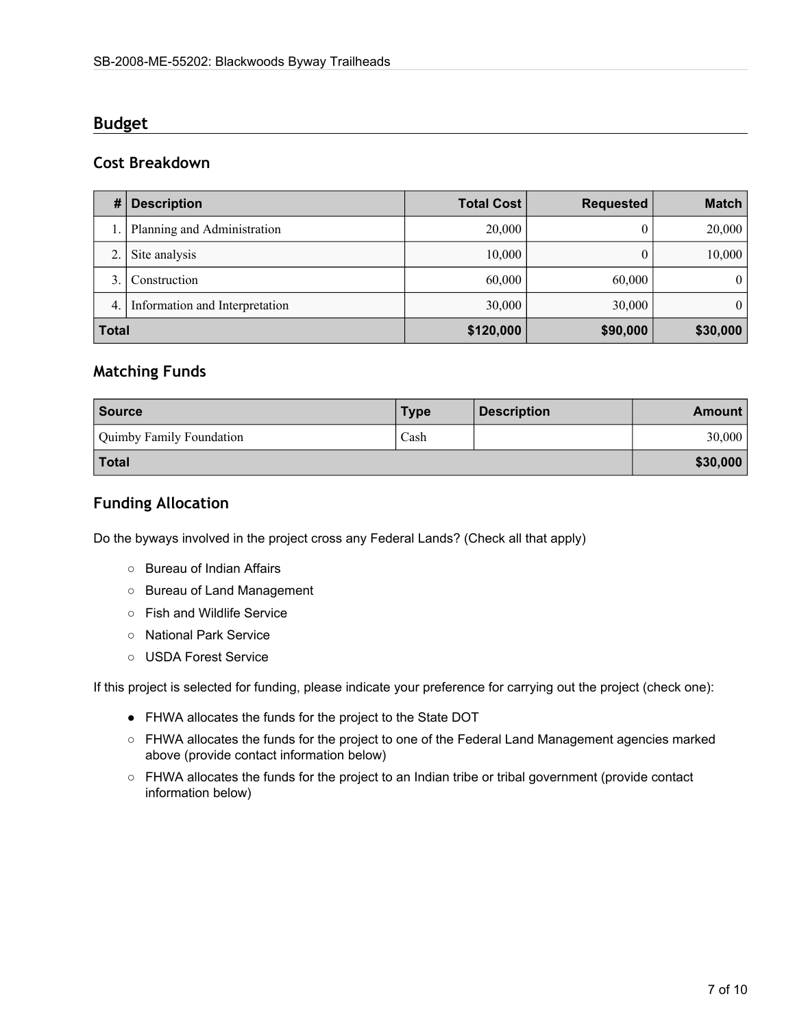## Budget

### Cost Breakdown

| # | Description | Total Cost | Requested | Match |
|---|---|---|---|---|
| 1. | Planning and Administration | 20,000 | 0 | 20,000 |
| 2. | Site analysis | 10,000 | 0 | 10,000 |
| 3. | Construction | 60,000 | 60,000 | 0 |
| 4. | Information and Interpretation | 30,000 | 30,000 | 0 |
| **Total** | | **$120,000** | **$90,000** | **$30,000** |

### Matching Funds

| Source | Type | Description | Amount |
|---|---|---|---|
| Quimby Family Foundation | Cash | | 30,000 |
| **Total** | | | **$30,000** |

### Funding Allocation

Do the byways involved in the project cross any Federal Lands? (Check all that apply)

- ○ Bureau of Indian Affairs
- ○ Bureau of Land Management
- ○ Fish and Wildlife Service
- ○ National Park Service
- ○ USDA Forest Service

If this project is selected for funding, please indicate your preference for carrying out the project (check one):

- ● FHWA allocates the funds for the project to the State DOT
- ○ FHWA allocates the funds for the project to one of the Federal Land Management agencies marked above (provide contact information below)
- ○ FHWA allocates the funds for the project to an Indian tribe or tribal government (provide contact information below)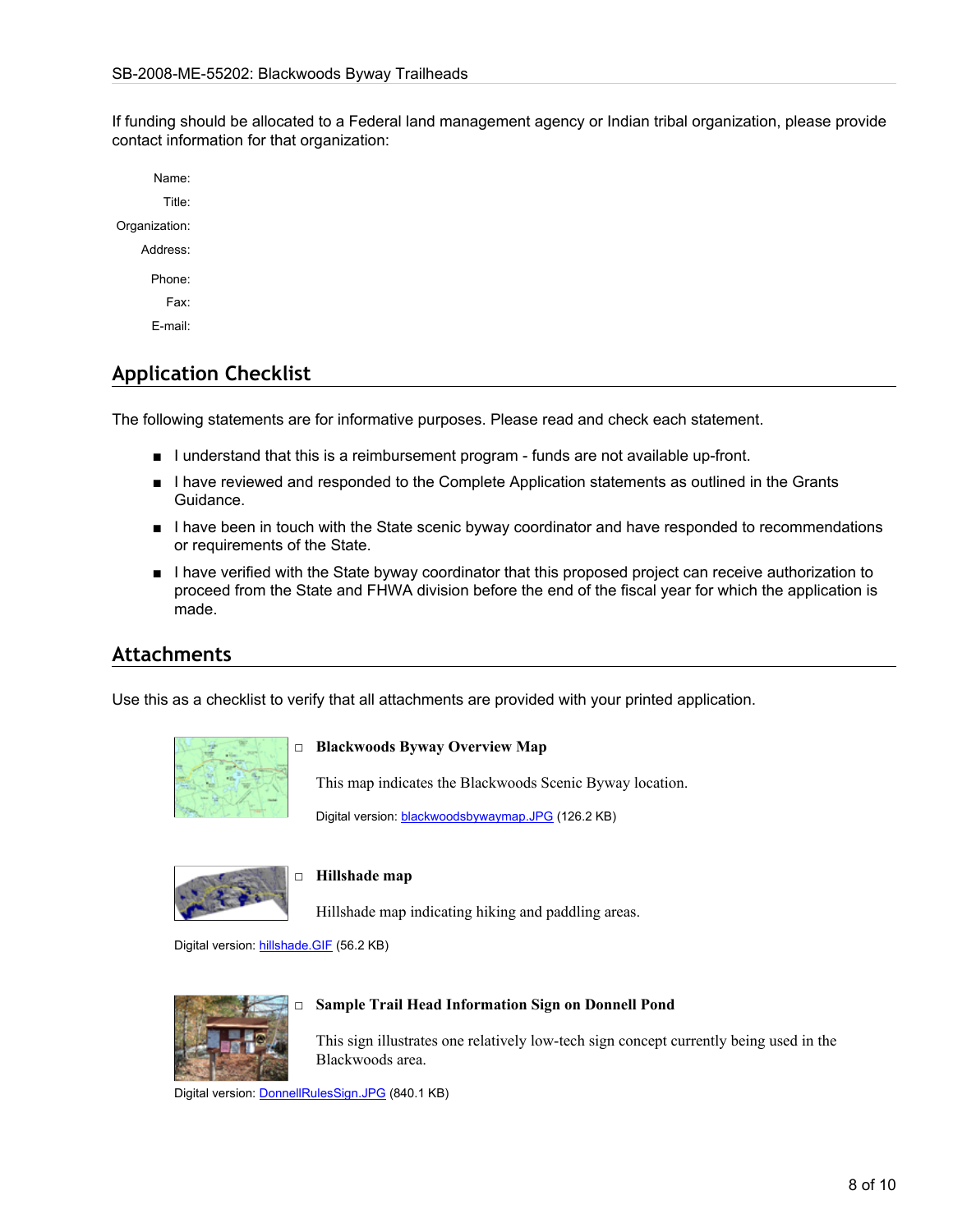If funding should be allocated to a Federal land management agency or Indian tribal organization, please provide contact information for that organization:

Name:

Title:

Organization:

Address:

Phone:

Fax:

E-mail:

## Application Checklist

The following statements are for informative purposes. Please read and check each statement.

- I understand that this is a reimbursement program - funds are not available up-front.
- I have reviewed and responded to the Complete Application statements as outlined in the Grants Guidance.
- I have been in touch with the State scenic byway coordinator and have responded to recommendations or requirements of the State.
- I have verified with the State byway coordinator that this proposed project can receive authorization to proceed from the State and FHWA division before the end of the fiscal year for which the application is made.

## Attachments

Use this as a checklist to verify that all attachments are provided with your printed application.

□ **Blackwoods Byway Overview Map**

This map indicates the Blackwoods Scenic Byway location.

Digital version: blackwoodsbywaymap.JPG (126.2 KB)

□ **Hillshade map**

Hillshade map indicating hiking and paddling areas.

Digital version: hillshade.GIF (56.2 KB)

□ **Sample Trail Head Information Sign on Donnell Pond**

This sign illustrates one relatively low-tech sign concept currently being used in the Blackwoods area.

Digital version: DonnellRulesSign.JPG (840.1 KB)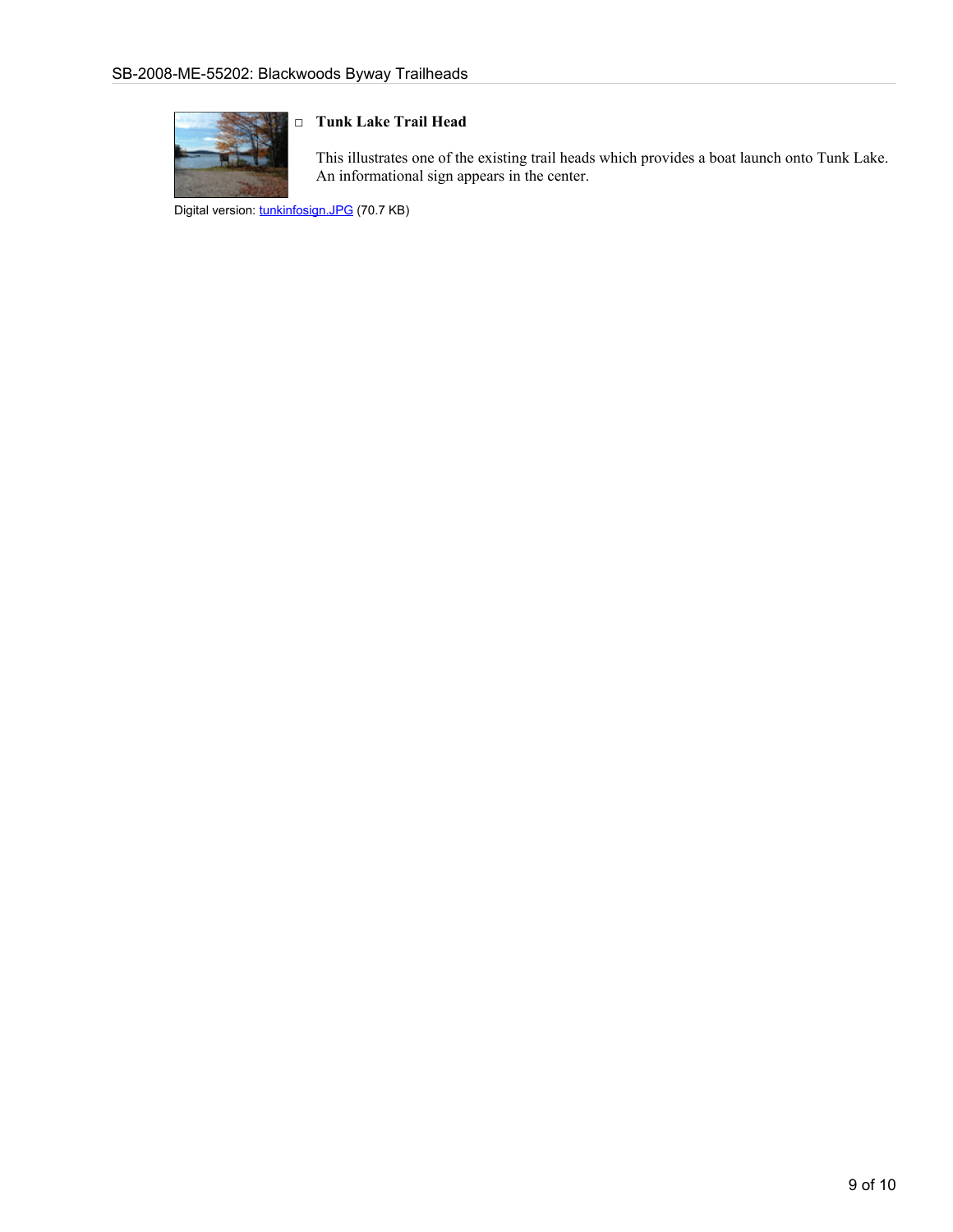- **Tunk Lake Trail Head**

  This illustrates one of the existing trail heads which provides a boat launch onto Tunk Lake. An informational sign appears in the center.

Digital version: tunkinfosign.JPG (70.7 KB)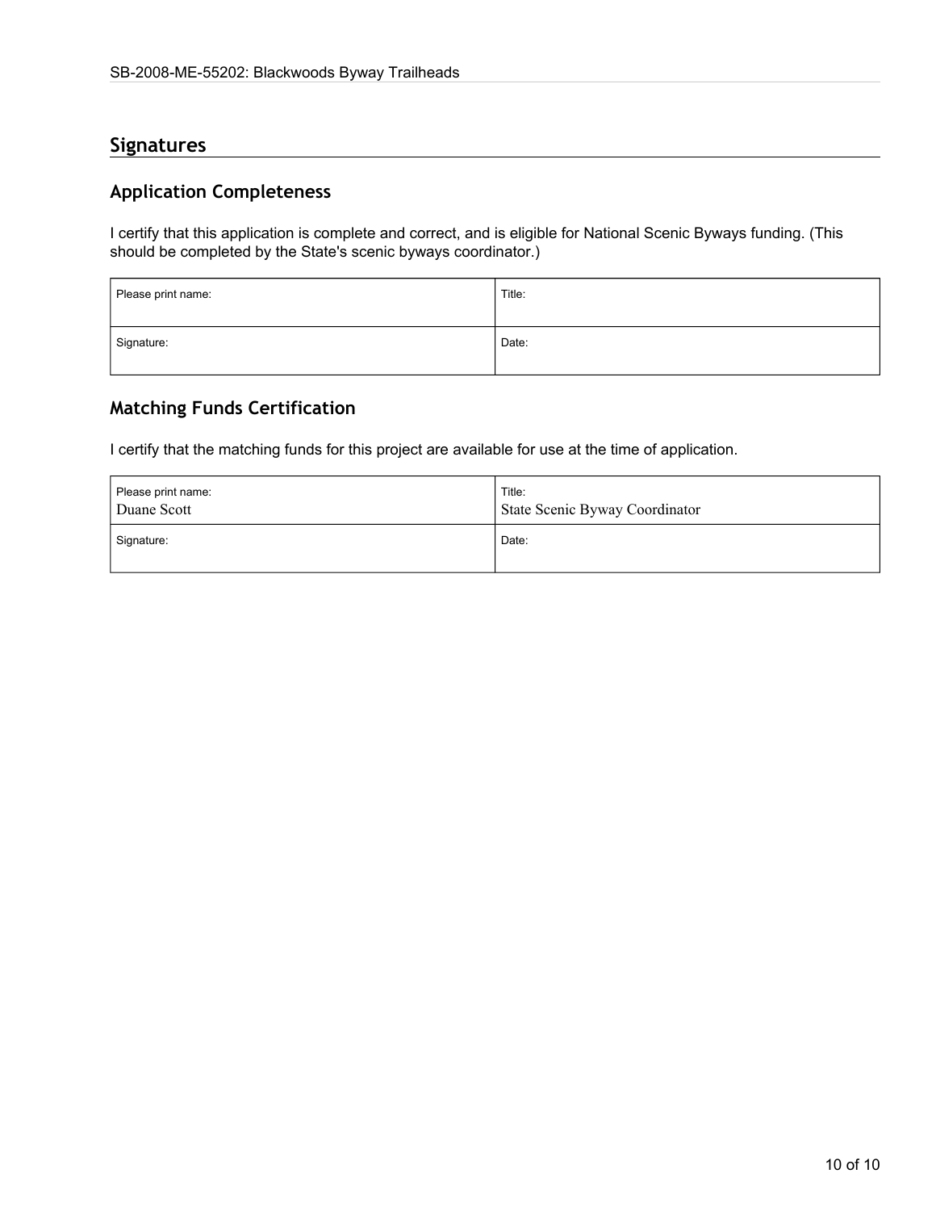## Signatures

### Application Completeness

I certify that this application is complete and correct, and is eligible for National Scenic Byways funding. (This should be completed by the State's scenic byways coordinator.)

| | |
|---|---|
| Please print name: | Title: |
| Signature: | Date: |

### Matching Funds Certification

I certify that the matching funds for this project are available for use at the time of application.

| | |
|---|---|
| Please print name:<br>Duane Scott | Title:<br>State Scenic Byway Coordinator |
| Signature: | Date: |